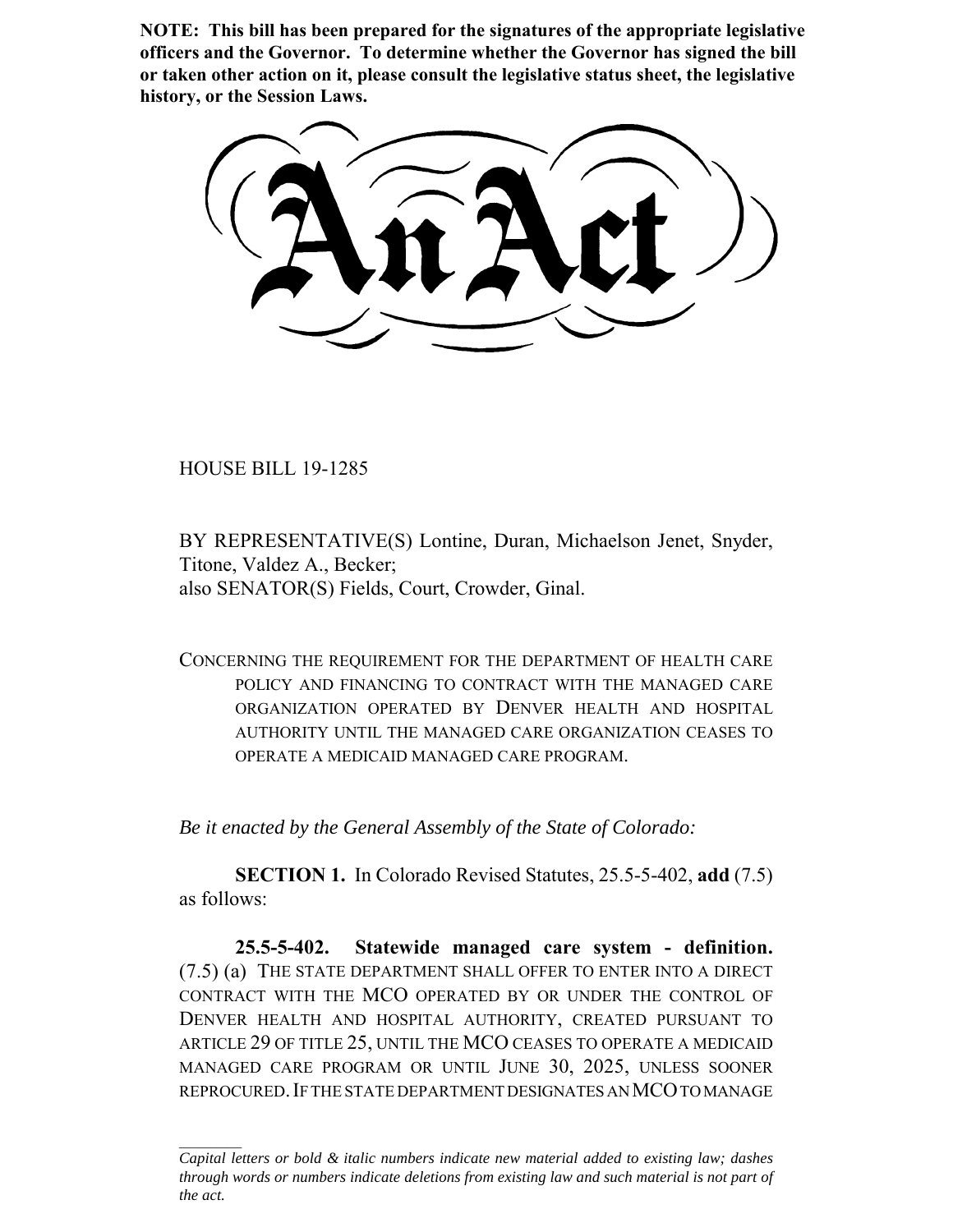**NOTE: This bill has been prepared for the signatures of the appropriate legislative officers and the Governor. To determine whether the Governor has signed the bill or taken other action on it, please consult the legislative status sheet, the legislative history, or the Session Laws.**

# An Act

HOUSE BILL 19-1285

BY REPRESENTATIVE(S) Lontine, Duran, Michaelson Jenet, Snyder, Titone, Valdez A., Becker;
also SENATOR(S) Fields, Court, Crowder, Ginal.

CONCERNING THE REQUIREMENT FOR THE DEPARTMENT OF HEALTH CARE POLICY AND FINANCING TO CONTRACT WITH THE MANAGED CARE ORGANIZATION OPERATED BY DENVER HEALTH AND HOSPITAL AUTHORITY UNTIL THE MANAGED CARE ORGANIZATION CEASES TO OPERATE A MEDICAID MANAGED CARE PROGRAM.

*Be it enacted by the General Assembly of the State of Colorado:*

**SECTION 1.** In Colorado Revised Statutes, 25.5-5-402, **add** (7.5) as follows:

**25.5-5-402. Statewide managed care system - definition.** (7.5) (a) THE STATE DEPARTMENT SHALL OFFER TO ENTER INTO A DIRECT CONTRACT WITH THE MCO OPERATED BY OR UNDER THE CONTROL OF DENVER HEALTH AND HOSPITAL AUTHORITY, CREATED PURSUANT TO ARTICLE 29 OF TITLE 25, UNTIL THE MCO CEASES TO OPERATE A MEDICAID MANAGED CARE PROGRAM OR UNTIL JUNE 30, 2025, UNLESS SOONER REPROCURED. IF THE STATE DEPARTMENT DESIGNATES AN MCO TO MANAGE

*Capital letters or bold & italic numbers indicate new material added to existing law; dashes through words or numbers indicate deletions from existing law and such material is not part of the act.*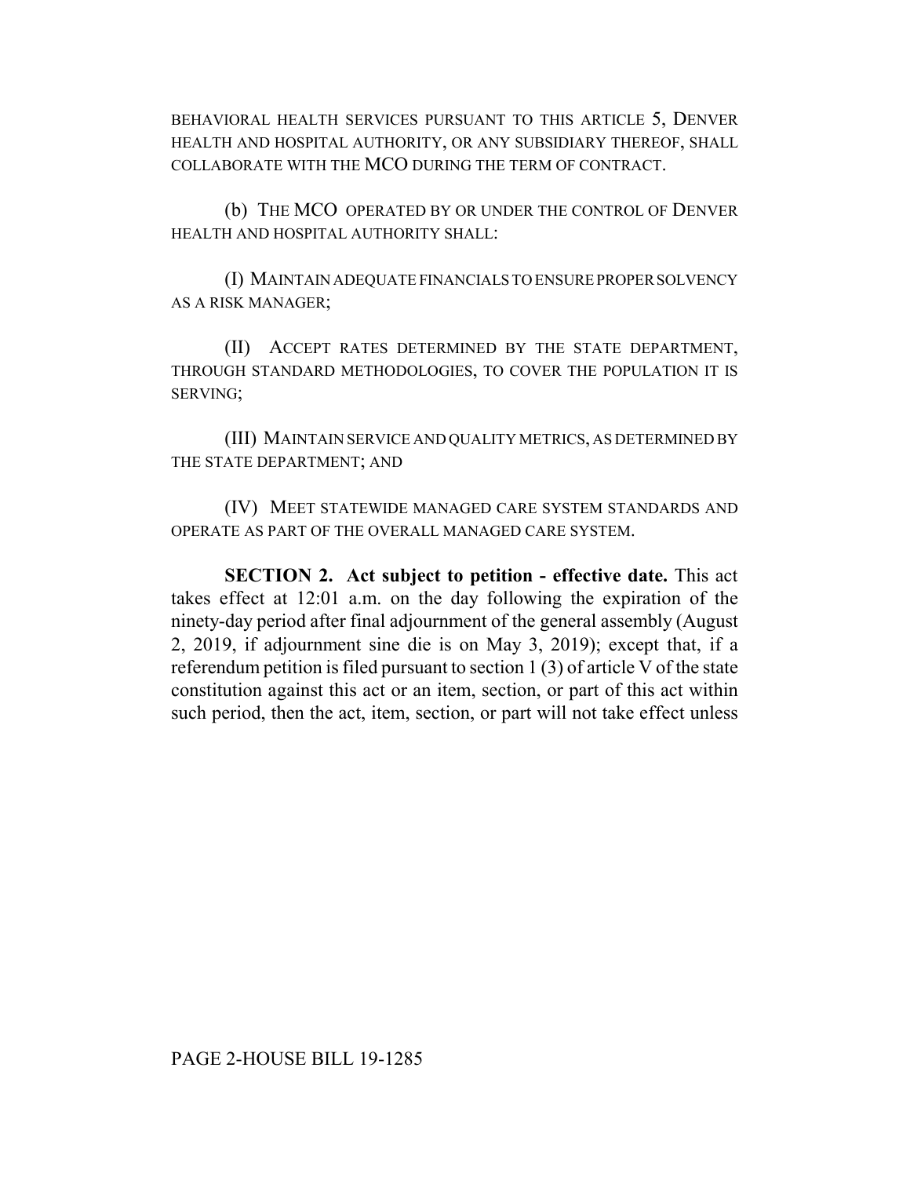BEHAVIORAL HEALTH SERVICES PURSUANT TO THIS ARTICLE 5, DENVER HEALTH AND HOSPITAL AUTHORITY, OR ANY SUBSIDIARY THEREOF, SHALL COLLABORATE WITH THE MCO DURING THE TERM OF CONTRACT.

(b) THE MCO OPERATED BY OR UNDER THE CONTROL OF DENVER HEALTH AND HOSPITAL AUTHORITY SHALL:

(I) MAINTAIN ADEQUATE FINANCIALS TO ENSURE PROPER SOLVENCY AS A RISK MANAGER;

(II) ACCEPT RATES DETERMINED BY THE STATE DEPARTMENT, THROUGH STANDARD METHODOLOGIES, TO COVER THE POPULATION IT IS SERVING;

(III) MAINTAIN SERVICE AND QUALITY METRICS, AS DETERMINED BY THE STATE DEPARTMENT; AND

(IV) MEET STATEWIDE MANAGED CARE SYSTEM STANDARDS AND OPERATE AS PART OF THE OVERALL MANAGED CARE SYSTEM.

**SECTION 2. Act subject to petition - effective date.** This act takes effect at 12:01 a.m. on the day following the expiration of the ninety-day period after final adjournment of the general assembly (August 2, 2019, if adjournment sine die is on May 3, 2019); except that, if a referendum petition is filed pursuant to section 1 (3) of article V of the state constitution against this act or an item, section, or part of this act within such period, then the act, item, section, or part will not take effect unless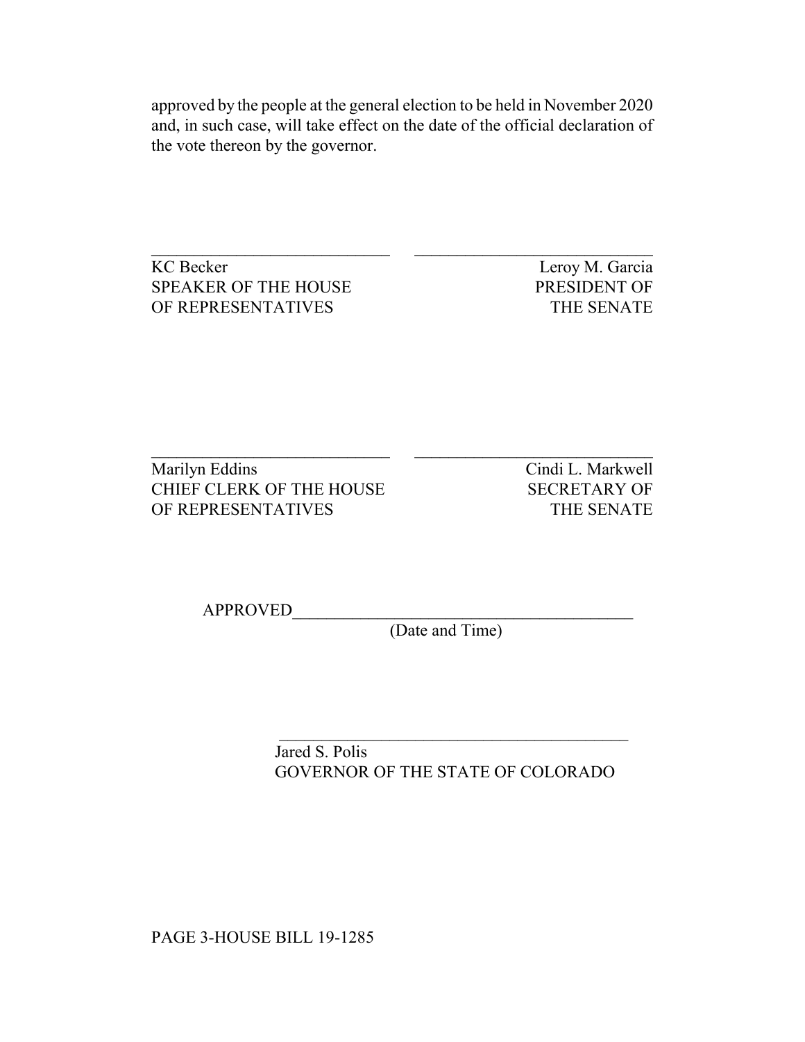approved by the people at the general election to be held in November 2020 and, in such case, will take effect on the date of the official declaration of the vote thereon by the governor.

____________________________

KC Becker
SPEAKER OF THE HOUSE
OF REPRESENTATIVES

____________________________

Leroy M. Garcia
PRESIDENT OF
THE SENATE

____________________________

Marilyn Eddins
CHIEF CLERK OF THE HOUSE
OF REPRESENTATIVES

____________________________

Cindi L. Markwell
SECRETARY OF
THE SENATE

APPROVED________________________________________
(Date and Time)

_________________________________________

Jared S. Polis
GOVERNOR OF THE STATE OF COLORADO

PAGE 3-HOUSE BILL 19-1285